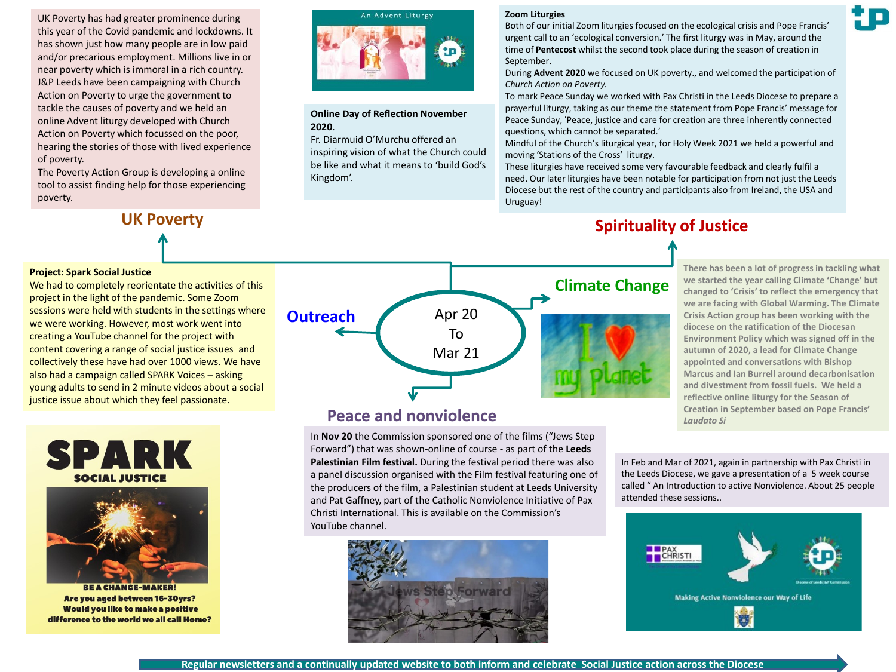UK Poverty has had greater prominence during this year of the Covid pandemic and lockdowns. It has shown just how many people are in low paid and/or precarious employment. Millions live in or near poverty which is immoral in a rich country. J&P Leeds have been campaigning with Church Action on Poverty to urge the government to tackle the causes of poverty and we held an online Advent liturgy developed with Church Action on Poverty which focussed on the poor, hearing the stories of those with lived experience of poverty.

The Poverty Action Group is developing a online tool to assist finding help for those experiencing poverty.

## UK Poverty

**Online Day of Reflection November 2020**.

Fr. Diarmuid O'Murchu offered an inspiring vision of what the Church could be like and what it means to 'build God's Kingdom'.

**Zoom Liturgies**

Both of our initial Zoom liturgies focused on the ecological crisis and Pope Francis' urgent call to an 'ecological conversion.' The first liturgy was in May, around the time of **Pentecost** whilst the second took place during the season of creation in September.

During **Advent 2020** we focused on UK poverty., and welcomed the participation of *Church Action on Poverty.*

To mark Peace Sunday we worked with Pax Christi in the Leeds Diocese to prepare a prayerful liturgy, taking as our theme the statement from Pope Francis' message for Peace Sunday, 'Peace, justice and care for creation are three inherently connected questions, which cannot be separated.'

Mindful of the Church's liturgical year, for Holy Week 2021 we held a powerful and moving 'Stations of the Cross' liturgy.

These liturgies have received some very favourable feedback and clearly fulfil a need. Our later liturgies have been notable for participation from not just the Leeds Diocese but the rest of the country and participants also from Ireland, the USA and Uruguay!

## Spirituality of Justice

Apr 20 To Mar 21

## Outreach

**Project: Spark Social Justice**

We had to completely reorientate the activities of this project in the light of the pandemic. Some Zoom sessions were held with students in the settings where we were working. However, most work went into creating a YouTube channel for the project with content covering a range of social justice issues and collectively these have had over 1000 views. We have also had a campaign called SPARK Voices – asking young adults to send in 2 minute videos about a social justice issue about which they feel passionate.

SPARK SOCIAL JUSTICE

BE A CHANGE-MAKER! Are you aged between 16-30yrs? Would you like to make a positive difference to the world we all call Home?

## Climate Change

There has been a lot of progress in tackling what we started the year calling Climate 'Change' but changed to 'Crisis' to reflect the emergency that we are facing with Global Warming. The Climate Crisis Action group has been working with the diocese on the ratification of the Diocesan Environment Policy which was signed off in the autumn of 2020, a lead for Climate Change appointed and conversations with Bishop Marcus and Ian Burrell around decarbonisation and divestment from fossil fuels. We held a reflective online liturgy for the Season of Creation in September based on Pope Francis' *Laudato Si*

## Peace and nonviolence

In **Nov 20** the Commission sponsored one of the films ("Jews Step Forward") that was shown-online of course - as part of the **Leeds Palestinian Film festival.** During the festival period there was also a panel discussion organised with the Film festival featuring one of the producers of the film, a Palestinian student at Leeds University and Pat Gaffney, part of the Catholic Nonviolence Initiative of Pax Christi International. This is available on the Commission's YouTube channel.

In Feb and Mar of 2021, again in partnership with Pax Christi in the Leeds Diocese, we gave a presentation of a 5 week course called " An Introduction to active Nonviolence. About 25 people attended these sessions..

Regular newsletters and a continually updated website to both inform and celebrate Social Justice action across the Diocese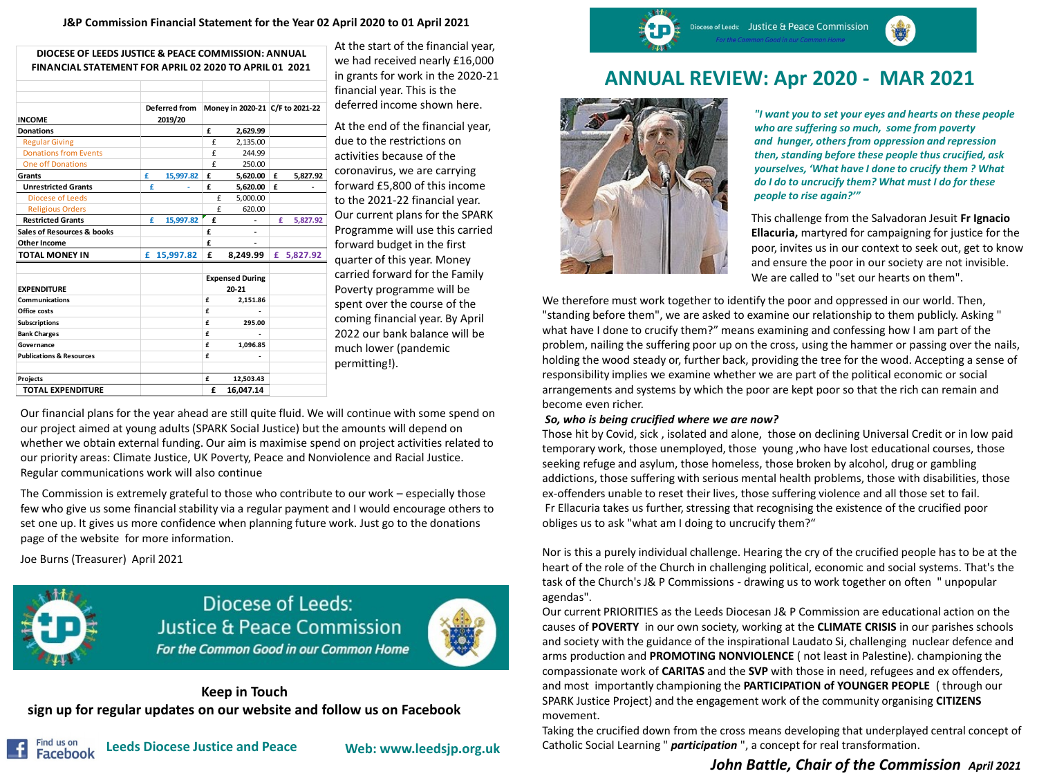**J&P Commission Financial Statement for the Year 02 April 2020 to 01 April 2021**

**DIOCESE OF LEEDS JUSTICE & PEACE COMMISSION: ANNUAL FINANCIAL STATEMENT FOR APRIL 02 2020 TO APRIL 01 2021**

| INCOME | Deferred from 2019/20 | Money in 2020-21 | C/F to 2021-22 |
|---|---|---|---|
| **Donations** | | £ 2,629.99 | |
| Regular Giving | | £ 2,135.00 | |
| Donations from Events | | £ 244.99 | |
| One off Donations | | £ 250.00 | |
| **Grants** | £ 15,997.82 | £ 5,620.00 | £ 5,827.92 |
| **Unrestricted Grants** | £ - | £ 5,620.00 | £ - |
| Diocese of Leeds | | £ 5,000.00 | |
| Religious Orders | | £ 620.00 | |
| **Restricted Grants** | £ 15,997.82 | £ - | £ 5,827.92 |
| **Sales of Resources & books** | | £ - | |
| **Other Income** | | £ - | |
| **TOTAL MONEY IN** | £ 15,997.82 | £ 8,249.99 | £ 5,827.92 |

| EXPENDITURE | Expensed During 20-21 |
|---|---|
| **Communications** | £ 2,151.86 |
| **Office costs** | £ - |
| **Subscriptions** | £ 295.00 |
| **Bank Charges** | £ - |
| **Governance** | £ 1,096.85 |
| **Publications & Resources** | £ - |
| **Projects** | £ 12,503.43 |
| **TOTAL EXPENDITURE** | £ 16,047.14 |

At the start of the financial year, we had received nearly £16,000 in grants for work in the 2020-21 financial year. This is the deferred income shown here.

At the end of the financial year, due to the restrictions on activities because of the coronavirus, we are carrying forward £5,800 of this income to the 2021-22 financial year. Our current plans for the SPARK Programme will use this carried forward budget in the first quarter of this year. Money carried forward for the Family Poverty programme will be spent over the course of the coming financial year. By April 2022 our bank balance will be much lower (pandemic permitting!).

Our financial plans for the year ahead are still quite fluid. We will continue with some spend on our project aimed at young adults (SPARK Social Justice) but the amounts will depend on whether we obtain external funding. Our aim is maximise spend on project activities related to our priority areas: Climate Justice, UK Poverty, Peace and Nonviolence and Racial Justice. Regular communications work will also continue

The Commission is extremely grateful to those who contribute to our work – especially those few who give us some financial stability via a regular payment and I would encourage others to set one up. It gives us more confidence when planning future work. Just go to the donations page of the website for more information.

Joe Burns (Treasurer) April 2021

Diocese of Leeds: Justice & Peace Commission

*For the Common Good in our Common Home*

**Keep in Touch**

**sign up for regular updates on our website and follow us on Facebook**

Find us on Facebook **Leeds Diocese Justice and Peace**

**Web: www.leedsjp.org.uk**

Diocese of Leeds: Justice & Peace Commission *For the Common Good in our Common Home*

# ANNUAL REVIEW: Apr 2020 - MAR 2021

***"I want you to set your eyes and hearts on these people who are suffering so much, some from poverty and hunger, others from oppression and repression then, standing before these people thus crucified, ask yourselves, 'What have I done to crucify them ? What do I do to uncrucify them? What must I do for these people to rise again?'"***

This challenge from the Salvadoran Jesuit **Fr Ignacio Ellacuria,** martyred for campaigning for justice for the poor, invites us in our context to seek out, get to know and ensure the poor in our society are not invisible. We are called to "set our hearts on them".

We therefore must work together to identify the poor and oppressed in our world. Then, "standing before them", we are asked to examine our relationship to them publicly. Asking " what have I done to crucify them?" means examining and confessing how I am part of the problem, nailing the suffering poor up on the cross, using the hammer or passing over the nails, holding the wood steady or, further back, providing the tree for the wood. Accepting a sense of responsibility implies we examine whether we are part of the political economic or social arrangements and systems by which the poor are kept poor so that the rich can remain and become even richer.

***So, who is being crucified where we are now?***

Those hit by Covid, sick , isolated and alone, those on declining Universal Credit or in low paid temporary work, those unemployed, those young ,who have lost educational courses, those seeking refuge and asylum, those homeless, those broken by alcohol, drug or gambling addictions, those suffering with serious mental health problems, those with disabilities, those ex-offenders unable to reset their lives, those suffering violence and all those set to fail.

Fr Ellacuria takes us further, stressing that recognising the existence of the crucified poor obliges us to ask "what am I doing to uncrucify them?"

Nor is this a purely individual challenge. Hearing the cry of the crucified people has to be at the heart of the role of the Church in challenging political, economic and social systems. That's the task of the Church's J& P Commissions - drawing us to work together on often " unpopular agendas".

Our current PRIORITIES as the Leeds Diocesan J& P Commission are educational action on the causes of **POVERTY** in our own society, working at the **CLIMATE CRISIS** in our parishes schools and society with the guidance of the inspirational Laudato Si, challenging nuclear defence and arms production and **PROMOTING NONVIOLENCE** ( not least in Palestine). championing the compassionate work of **CARITAS** and the **SVP** with those in need, refugees and ex offenders, and most importantly championing the **PARTICIPATION of YOUNGER PEOPLE** ( through our SPARK Justice Project) and the engagement work of the community organising **CITIZENS** movement.

Taking the crucified down from the cross means developing that underplayed central concept of Catholic Social Learning " ***participation*** ", a concept for real transformation.

***John Battle, Chair of the Commission*** ***April 2021***